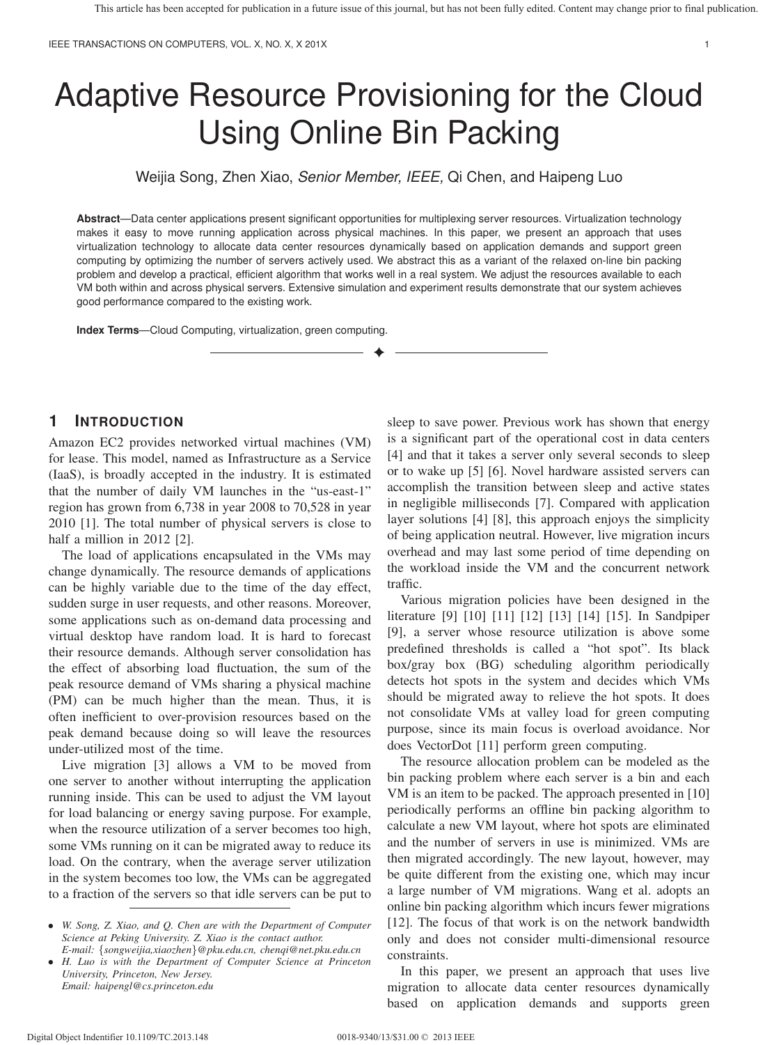# Adaptive Resource Provisioning for the Cloud Using Online Bin Packing

Weijia Song, Zhen Xiao, *Senior Member, IEEE,* Qi Chen, and Haipeng Luo

**Abstract**—Data center applications present significant opportunities for multiplexing server resources. Virtualization technology makes it easy to move running application across physical machines. In this paper, we present an approach that uses virtualization technology to allocate data center resources dynamically based on application demands and support green computing by optimizing the number of servers actively used. We abstract this as a variant of the relaxed on-line bin packing problem and develop a practical, efficient algorithm that works well in a real system. We adjust the resources available to each VM both within and across physical servers. Extensive simulation and experiment results demonstrate that our system achieves good performance compared to the existing work.

**Index Terms**—Cloud Computing, virtualization, green computing.

## 1 Introduction

Amazon EC2 provides networked virtual machines (VM) for lease. This model, named as Infrastructure as a Service (IaaS), is broadly accepted in the industry. It is estimated that the number of daily VM launches in the "us-east-1" region has grown from 6,738 in year 2008 to 70,528 in year 2010 [1]. The total number of physical servers is close to half a million in 2012 [2].

The load of applications encapsulated in the VMs may change dynamically. The resource demands of applications can be highly variable due to the time of the day effect, sudden surge in user requests, and other reasons. Moreover, some applications such as on-demand data processing and virtual desktop have random load. It is hard to forecast their resource demands. Although server consolidation has the effect of absorbing load fluctuation, the sum of the peak resource demand of VMs sharing a physical machine (PM) can be much higher than the mean. Thus, it is often inefficient to over-provision resources based on the peak demand because doing so will leave the resources under-utilized most of the time.

Live migration [3] allows a VM to be moved from one server to another without interrupting the application running inside. This can be used to adjust the VM layout for load balancing or energy saving purpose. For example, when the resource utilization of a server becomes too high, some VMs running on it can be migrated away to reduce its load. On the contrary, when the average server utilization in the system becomes too low, the VMs can be aggregated to a fraction of the servers so that idle servers can be put to sleep to save power. Previous work has shown that energy is a significant part of the operational cost in data centers [4] and that it takes a server only several seconds to sleep or to wake up [5] [6]. Novel hardware assisted servers can accomplish the transition between sleep and active states in negligible milliseconds [7]. Compared with application layer solutions [4] [8], this approach enjoys the simplicity of being application neutral. However, live migration incurs overhead and may last some period of time depending on the workload inside the VM and the concurrent network traffic.

Various migration policies have been designed in the literature [9] [10] [11] [12] [13] [14] [15]. In Sandpiper [9], a server whose resource utilization is above some predefined thresholds is called a "hot spot". Its black box/gray box (BG) scheduling algorithm periodically detects hot spots in the system and decides which VMs should be migrated away to relieve the hot spots. It does not consolidate VMs at valley load for green computing purpose, since its main focus is overload avoidance. Nor does VectorDot [11] perform green computing.

The resource allocation problem can be modeled as the bin packing problem where each server is a bin and each VM is an item to be packed. The approach presented in [10] periodically performs an offline bin packing algorithm to calculate a new VM layout, where hot spots are eliminated and the number of servers in use is minimized. VMs are then migrated accordingly. The new layout, however, may be quite different from the existing one, which may incur a large number of VM migrations. Wang et al. adopts an online bin packing algorithm which incurs fewer migrations [12]. The focus of that work is on the network bandwidth only and does not consider multi-dimensional resource constraints.

In this paper, we present an approach that uses live migration to allocate data center resources dynamically based on application demands and supports green

- *W. Song, Z. Xiao, and Q. Chen are with the Department of Computer Science at Peking University. Z. Xiao is the contact author. E-mail: {songweijia,xiaozhen}@pku.edu.cn, chenqi@net.pku.edu.cn*
- *H. Luo is with the Department of Computer Science at Princeton University, Princeton, New Jersey. Email: haipengl@cs.princeton.edu*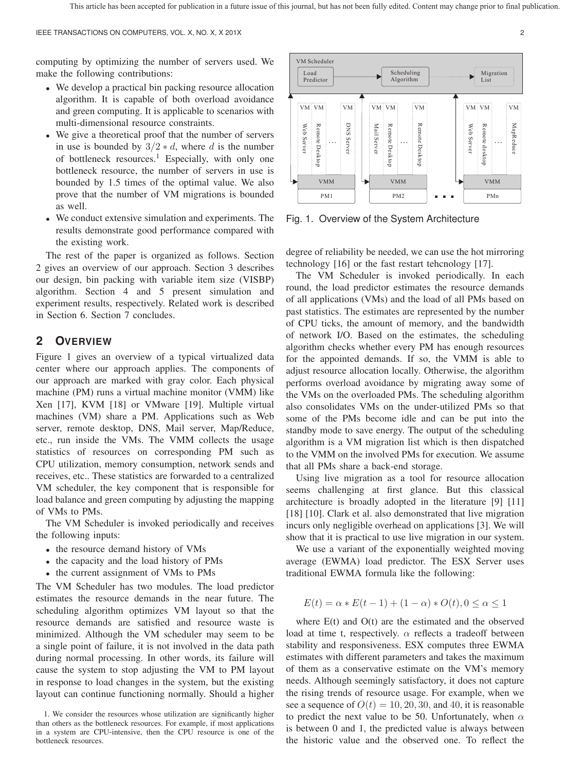computing by optimizing the number of servers used. We make the following contributions:

- We develop a practical bin packing resource allocation algorithm. It is capable of both overload avoidance and green computing. It is applicable to scenarios with multi-dimensional resource constraints.
- We give a theoretical proof that the number of servers in use is bounded by $3/2 * d$, where $d$ is the number of bottleneck resources.[1] Especially, with only one bottleneck resource, the number of servers in use is bounded by 1.5 times of the optimal value. We also prove that the number of VM migrations is bounded as well.
- We conduct extensive simulation and experiments. The results demonstrate good performance compared with the existing work.

The rest of the paper is organized as follows. Section 2 gives an overview of our approach. Section 3 describes our design, bin packing with variable item size (VISBP) algorithm. Section 4 and 5 present simulation and experiment results, respectively. Related work is described in Section 6. Section 7 concludes.

## 2 Overview

Figure 1 gives an overview of a typical virtualized data center where our approach applies. The components of our approach are marked with gray color. Each physical machine (PM) runs a virtual machine monitor (VMM) like Xen [17], KVM [18] or VMware [19]. Multiple virtual machines (VM) share a PM. Applications such as Web server, remote desktop, DNS, Mail server, Map/Reduce, etc., run inside the VMs. The VMM collects the usage statistics of resources on corresponding PM such as CPU utilization, memory consumption, network sends and receives, etc.. These statistics are forwarded to a centralized VM scheduler, the key component that is responsible for load balance and green computing by adjusting the mapping of VMs to PMs.

The VM Scheduler is invoked periodically and receives the following inputs:

- the resource demand history of VMs
- the capacity and the load history of PMs
- the current assignment of VMs to PMs

The VM Scheduler has two modules. The load predictor estimates the resource demands in the near future. The scheduling algorithm optimizes VM layout so that the resource demands are satisfied and resource waste is minimized. Although the VM scheduler may seem to be a single point of failure, it is not involved in the data path during normal processing. In other words, its failure will cause the system to stop adjusting the VM to PM layout in response to load changes in the system, but the existing layout can continue functioning normally. Should a higher degree of reliability be needed, we can use the hot mirroring technology [16] or the fast restart tehcnology [17].

VM Scheduler
Load Predictor
Scheduling Algorithm
Migration List
VM VM VM
Web Server
Remote Desktop
...
DNS Server
VMM
PM1
VM VM VM
Mail Server
Remote Desktop
...
Remote Desktop
VMM
PM2
...
VM VM VM
Web Server
Remote desktop
...
MapReduce
VMM
PMn

Fig. 1. Overview of the System Architecture

The VM Scheduler is invoked periodically. In each round, the load predictor estimates the resource demands of all applications (VMs) and the load of all PMs based on past statistics. The estimates are represented by the number of CPU ticks, the amount of memory, and the bandwidth of network I/O. Based on the estimates, the scheduling algorithm checks whether every PM has enough resources for the appointed demands. If so, the VMM is able to adjust resource allocation locally. Otherwise, the algorithm performs overload avoidance by migrating away some of the VMs on the overloaded PMs. The scheduling algorithm also consolidates VMs on the under-utilized PMs so that some of the PMs become idle and can be put into the standby mode to save energy. The output of the scheduling algorithm is a VM migration list which is then dispatched to the VMM on the involved PMs for execution. We assume that all PMs share a back-end storage.

Using live migration as a tool for resource allocation seems challenging at first glance. But this classical architecture is broadly adopted in the literature [9] [11] [18] [10]. Clark et al. also demonstrated that live migration incurs only negligible overhead on applications [3]. We will show that it is practical to use live migration in our system.

We use a variant of the exponentially weighted moving average (EWMA) load predictor. The ESX Server uses traditional EWMA formula like the following:

$$E(t) = \alpha * E(t-1) + (1-\alpha) * O(t), 0 \le \alpha \le 1$$

where E(t) and O(t) are the estimated and the observed load at time t, respectively. $\alpha$ reflects a tradeoff between stability and responsiveness. ESX computes three EWMA estimates with different parameters and takes the maximum of them as a conservative estimate on the VM's memory needs. Although seemingly satisfactory, it does not capture the rising trends of resource usage. For example, when we see a sequence of $O(t) = 10, 20, 30,$ and $40$, it is reasonable to predict the next value to be 50. Unfortunately, when $\alpha$ is between 0 and 1, the predicted value is always between the historic value and the observed one. To reflect the

1. We consider the resources whose utilization are significantly higher than others as the bottleneck resources. For example, if most applications in a system are CPU-intensive, then the CPU resource is one of the bottleneck resources.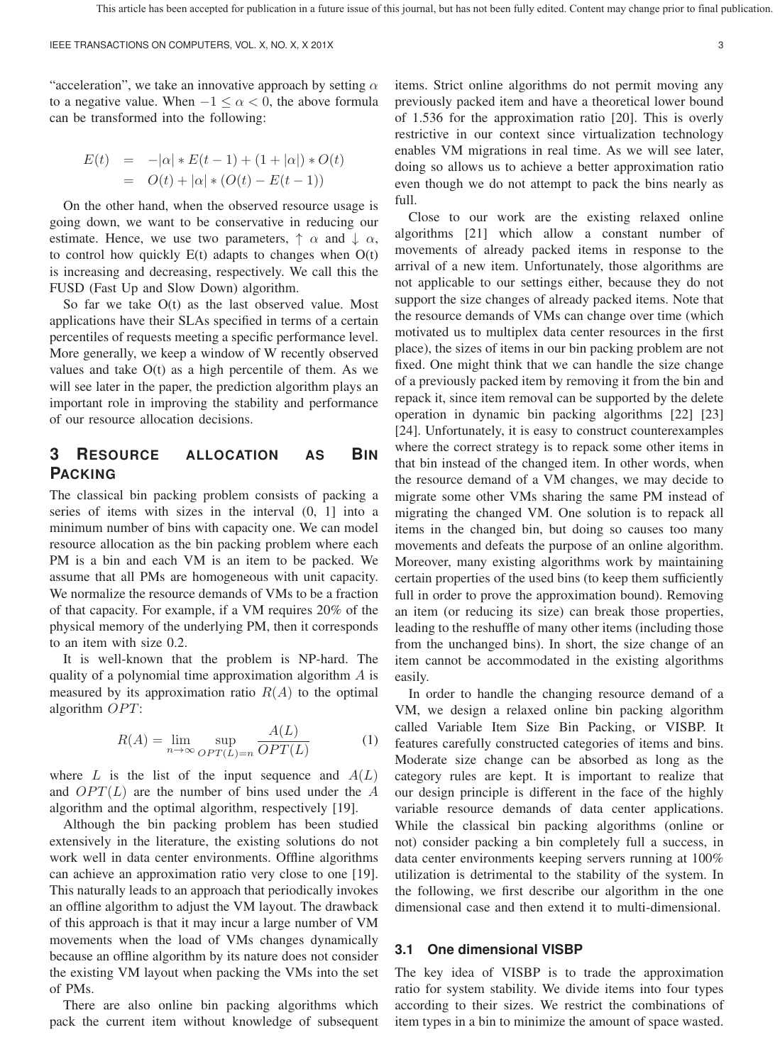"acceleration", we take an innovative approach by setting $\alpha$ to a negative value. When $-1 \leq \alpha < 0$, the above formula can be transformed into the following:

$$
\begin{aligned}
E(t) &= -|\alpha| * E(t-1) + (1 + |\alpha|) * O(t) \\
&= O(t) + |\alpha| * (O(t) - E(t-1))
\end{aligned}
$$

On the other hand, when the observed resource usage is going down, we want to be conservative in reducing our estimate. Hence, we use two parameters, $\uparrow \alpha$ and $\downarrow \alpha$, to control how quickly E(t) adapts to changes when O(t) is increasing and decreasing, respectively. We call this the FUSD (Fast Up and Slow Down) algorithm.

So far we take O(t) as the last observed value. Most applications have their SLAs specified in terms of a certain percentiles of requests meeting a specific performance level. More generally, we keep a window of W recently observed values and take O(t) as a high percentile of them. As we will see later in the paper, the prediction algorithm plays an important role in improving the stability and performance of our resource allocation decisions.

## 3 Resource allocation as Bin Packing

The classical bin packing problem consists of packing a series of items with sizes in the interval (0, 1] into a minimum number of bins with capacity one. We can model resource allocation as the bin packing problem where each PM is a bin and each VM is an item to be packed. We assume that all PMs are homogeneous with unit capacity. We normalize the resource demands of VMs to be a fraction of that capacity. For example, if a VM requires 20% of the physical memory of the underlying PM, then it corresponds to an item with size 0.2.

It is well-known that the problem is NP-hard. The quality of a polynomial time approximation algorithm $A$ is measured by its approximation ratio $R(A)$ to the optimal algorithm $OPT$:

$$
R(A) = \lim_{n \to \infty} \sup_{OPT(L)=n} \frac{A(L)}{OPT(L)} \tag{1}
$$

where $L$ is the list of the input sequence and $A(L)$ and $OPT(L)$ are the number of bins used under the $A$ algorithm and the optimal algorithm, respectively [19].

Although the bin packing problem has been studied extensively in the literature, the existing solutions do not work well in data center environments. Offline algorithms can achieve an approximation ratio very close to one [19]. This naturally leads to an approach that periodically invokes an offline algorithm to adjust the VM layout. The drawback of this approach is that it may incur a large number of VM movements when the load of VMs changes dynamically because an offline algorithm by its nature does not consider the existing VM layout when packing the VMs into the set of PMs.

There are also online bin packing algorithms which pack the current item without knowledge of subsequent items. Strict online algorithms do not permit moving any previously packed item and have a theoretical lower bound of 1.536 for the approximation ratio [20]. This is overly restrictive in our context since virtualization technology enables VM migrations in real time. As we will see later, doing so allows us to achieve a better approximation ratio even though we do not attempt to pack the bins nearly as full.

Close to our work are the existing relaxed online algorithms [21] which allow a constant number of movements of already packed items in response to the arrival of a new item. Unfortunately, those algorithms are not applicable to our settings either, because they do not support the size changes of already packed items. Note that the resource demands of VMs can change over time (which motivated us to multiplex data center resources in the first place), the sizes of items in our bin packing problem are not fixed. One might think that we can handle the size change of a previously packed item by removing it from the bin and repack it, since item removal can be supported by the delete operation in dynamic bin packing algorithms [22] [23] [24]. Unfortunately, it is easy to construct counterexamples where the correct strategy is to repack some other items in that bin instead of the changed item. In other words, when the resource demand of a VM changes, we may decide to migrate some other VMs sharing the same PM instead of migrating the changed VM. One solution is to repack all items in the changed bin, but doing so causes too many movements and defeats the purpose of an online algorithm. Moreover, many existing algorithms work by maintaining certain properties of the used bins (to keep them sufficiently full in order to prove the approximation bound). Removing an item (or reducing its size) can break those properties, leading to the reshuffle of many other items (including those from the unchanged bins). In short, the size change of an item cannot be accommodated in the existing algorithms easily.

In order to handle the changing resource demand of a VM, we design a relaxed online bin packing algorithm called Variable Item Size Bin Packing, or VISBP. It features carefully constructed categories of items and bins. Moderate size change can be absorbed as long as the category rules are kept. It is important to realize that our design principle is different in the face of the highly variable resource demands of data center applications. While the classical bin packing algorithms (online or not) consider packing a bin completely full a success, in data center environments keeping servers running at 100% utilization is detrimental to the stability of the system. In the following, we first describe our algorithm in the one dimensional case and then extend it to multi-dimensional.

### 3.1 One dimensional VISBP

The key idea of VISBP is to trade the approximation ratio for system stability. We divide items into four types according to their sizes. We restrict the combinations of item types in a bin to minimize the amount of space wasted.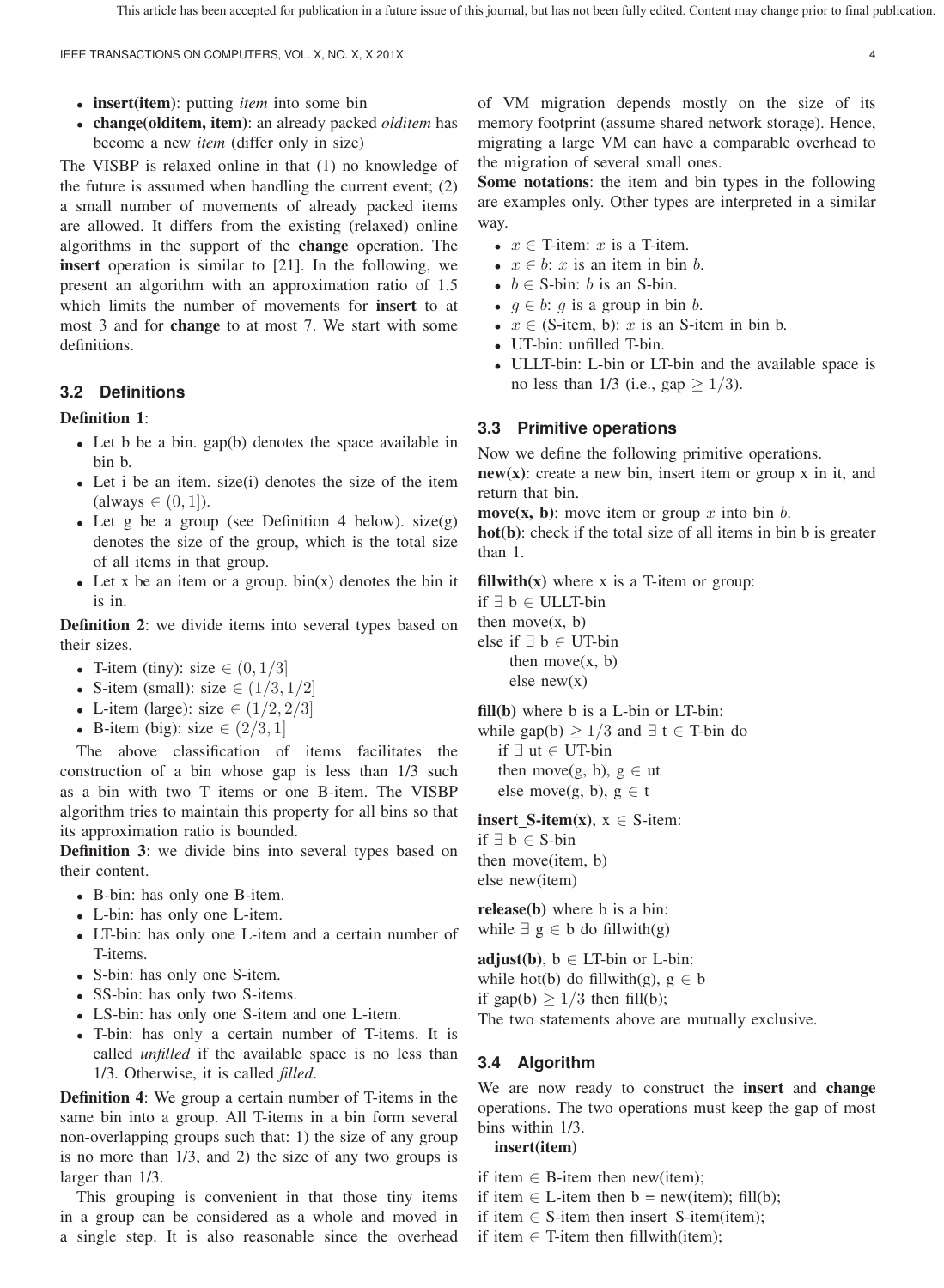- **insert(item)**: putting *item* into some bin
- **change(olditem, item)**: an already packed *olditem* has become a new *item* (differ only in size)

The VISBP is relaxed online in that (1) no knowledge of the future is assumed when handling the current event; (2) a small number of movements of already packed items are allowed. It differs from the existing (relaxed) online algorithms in the support of the **change** operation. The **insert** operation is similar to [21]. In the following, we present an algorithm with an approximation ratio of 1.5 which limits the number of movements for **insert** to at most 3 and for **change** to at most 7. We start with some definitions.

### 3.2 Definitions

**Definition 1**:

- Let b be a bin. gap(b) denotes the space available in bin b.
- Let i be an item. size(i) denotes the size of the item (always $\in (0, 1]$).
- Let g be a group (see Definition 4 below). size(g) denotes the size of the group, which is the total size of all items in that group.
- Let x be an item or a group. bin(x) denotes the bin it is in.

**Definition 2**: we divide items into several types based on their sizes.

- T-item (tiny): size $\in (0, 1/3]$
- S-item (small): size $\in (1/3, 1/2]$
- L-item (large): size $\in (1/2, 2/3]$
- B-item (big): size $\in (2/3, 1]$

The above classification of items facilitates the construction of a bin whose gap is less than 1/3 such as a bin with two T items or one B-item. The VISBP algorithm tries to maintain this property for all bins so that its approximation ratio is bounded.

**Definition 3**: we divide bins into several types based on their content.

- B-bin: has only one B-item.
- L-bin: has only one L-item.
- LT-bin: has only one L-item and a certain number of T-items.
- S-bin: has only one S-item.
- SS-bin: has only two S-items.
- LS-bin: has only one S-item and one L-item.
- T-bin: has only a certain number of T-items. It is called *unfilled* if the available space is no less than 1/3. Otherwise, it is called *filled*.

**Definition 4**: We group a certain number of T-items in the same bin into a group. All T-items in a bin form several non-overlapping groups such that: 1) the size of any group is no more than 1/3, and 2) the size of any two groups is larger than 1/3.

This grouping is convenient in that those tiny items in a group can be considered as a whole and moved in a single step. It is also reasonable since the overhead of VM migration depends mostly on the size of its memory footprint (assume shared network storage). Hence, migrating a large VM can have a comparable overhead to the migration of several small ones.

**Some notations**: the item and bin types in the following are examples only. Other types are interpreted in a similar way.

- $x \in$ T-item: $x$ is a T-item.
- $x \in b$: $x$ is an item in bin $b$.
- $b \in$ S-bin: $b$ is an S-bin.
- $g \in b$: $g$ is a group in bin $b$.
- $x \in$ (S-item, b): $x$ is an S-item in bin b.
- UT-bin: unfilled T-bin.
- ULLT-bin: L-bin or LT-bin and the available space is no less than 1/3 (i.e., gap $\geq 1/3$).

### 3.3 Primitive operations

Now we define the following primitive operations.

**new(x)**: create a new bin, insert item or group x in it, and return that bin.

**move(x, b)**: move item or group $x$ into bin $b$.

**hot(b)**: check if the total size of all items in bin b is greater than 1.

**fillwith(x)** where x is a T-item or group:

```
if ∃ b ∈ ULLT-bin
then move(x, b)
else if ∃ b ∈ UT-bin
    then move(x, b)
    else new(x)
```

**fill(b)** where b is a L-bin or LT-bin:

```
while gap(b) ≥ 1/3 and ∃ t ∈ T-bin do
    if ∃ ut ∈ UT-bin
    then move(g, b), g ∈ ut
    else move(g, b), g ∈ t
```

**insert_S-item(x)**, x ∈ S-item:

```
if ∃ b ∈ S-bin
then move(item, b)
else new(item)
```

**release(b)** where b is a bin:

```
while ∃ g ∈ b do fillwith(g)
```

**adjust(b)**, b ∈ LT-bin or L-bin:

```
while hot(b) do fillwith(g), g ∈ b
if gap(b) ≥ 1/3 then fill(b);
```

The two statements above are mutually exclusive.

### 3.4 Algorithm

We are now ready to construct the **insert** and **change** operations. The two operations must keep the gap of most bins within 1/3.

**insert(item)**

```
if item ∈ B-item then new(item);
if item ∈ L-item then b = new(item); fill(b);
if item ∈ S-item then insert_S-item(item);
if item ∈ T-item then fillwith(item);
```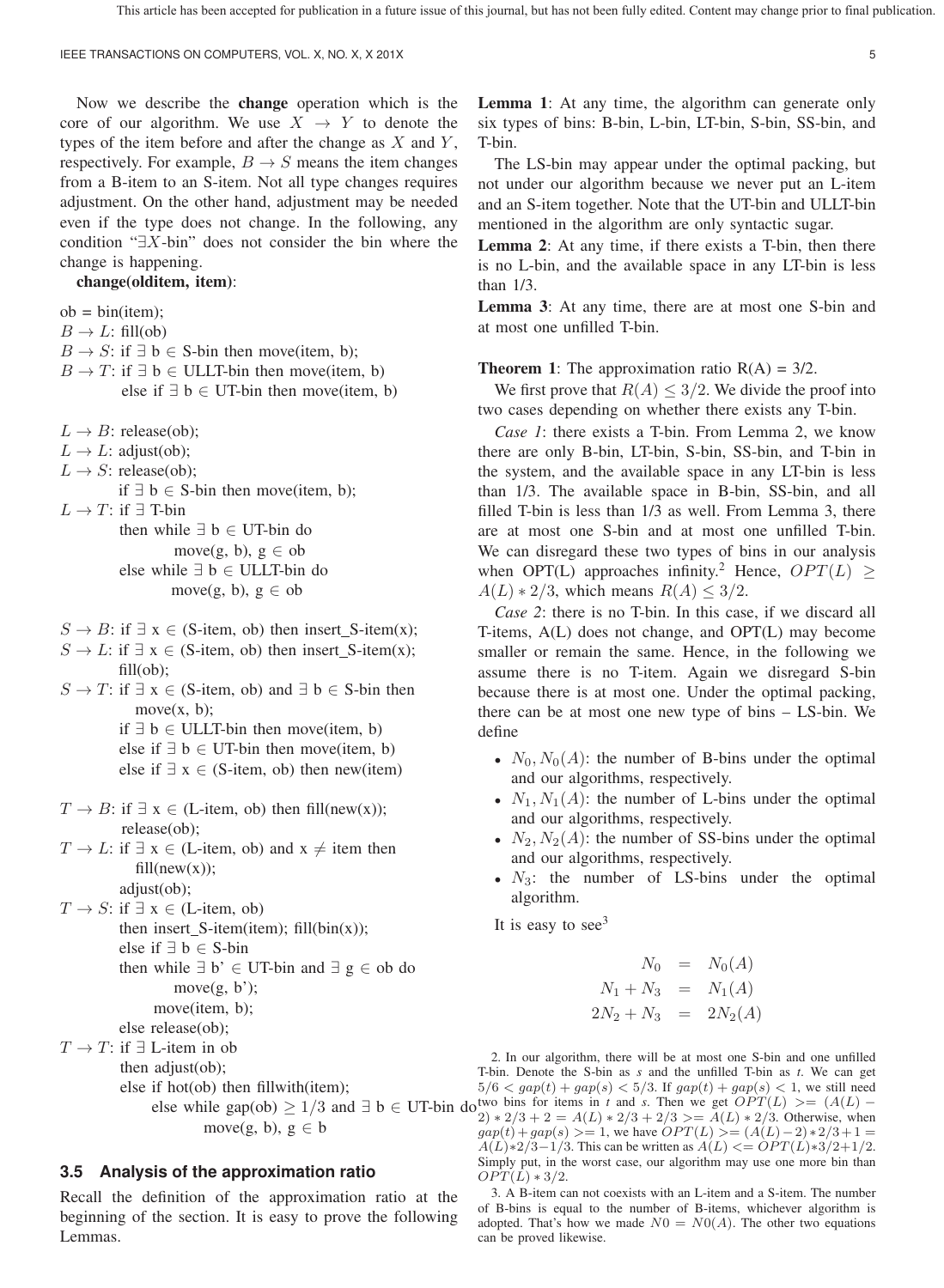Now we describe the **change** operation which is the core of our algorithm. We use $X \rightarrow Y$ to denote the types of the item before and after the change as $X$ and $Y$, respectively. For example, $B \rightarrow S$ means the item changes from a B-item to an S-item. Not all type changes requires adjustment. On the other hand, adjustment may be needed even if the type does not change. In the following, any condition "$\exists X$-bin" does not consider the bin where the change is happening.

**change(olditem, item)**:

```
ob = bin(item);
B → L: fill(ob)
B → S: if ∃ b ∈ S-bin then move(item, b);
B → T: if ∃ b ∈ ULLT-bin then move(item, b)
       else if ∃ b ∈ UT-bin then move(item, b)

L → B: release(ob);
L → L: adjust(ob);
L → S: release(ob);
       if ∃ b ∈ S-bin then move(item, b);
L → T: if ∃ T-bin
       then while ∃ b ∈ UT-bin do
              move(g, b), g ∈ ob
       else while ∃ b ∈ ULLT-bin do
              move(g, b), g ∈ ob

S → B: if ∃ x ∈ (S-item, ob) then insert_S-item(x);
S → L: if ∃ x ∈ (S-item, ob) then insert_S-item(x);
       fill(ob);
S → T: if ∃ x ∈ (S-item, ob) and ∃ b ∈ S-bin then
          move(x, b);
       if ∃ b ∈ ULLT-bin then move(item, b)
       else if ∃ b ∈ UT-bin then move(item, b)
       else if ∃ x ∈ (S-item, ob) then new(item)

T → B: if ∃ x ∈ (L-item, ob) then fill(new(x));
       release(ob);
T → L: if ∃ x ∈ (L-item, ob) and x ≠ item then
          fill(new(x));
       adjust(ob);
T → S: if ∃ x ∈ (L-item, ob)
       then insert_S-item(item); fill(bin(x));
       else if ∃ b ∈ S-bin
       then while ∃ b' ∈ UT-bin and ∃ g ∈ ob do
              move(g, b');
            move(item, b);
       else release(ob);
T → T: if ∃ L-item in ob
       then adjust(ob);
       else if hot(ob) then fillwith(item);
            else while gap(ob) ≥ 1/3 and ∃ b ∈ UT-bin do
                   move(g, b), g ∈ b
```

### 3.5 Analysis of the approximation ratio

Recall the definition of the approximation ratio at the beginning of the section. It is easy to prove the following Lemmas.

**Lemma 1**: At any time, the algorithm can generate only six types of bins: B-bin, L-bin, LT-bin, S-bin, SS-bin, and T-bin.

The LS-bin may appear under the optimal packing, but not under our algorithm because we never put an L-item and an S-item together. Note that the UT-bin and ULLT-bin mentioned in the algorithm are only syntactic sugar.

**Lemma 2**: At any time, if there exists a T-bin, then there is no L-bin, and the available space in any LT-bin is less than 1/3.

**Lemma 3**: At any time, there are at most one S-bin and at most one unfilled T-bin.

**Theorem 1**: The approximation ratio R(A) = 3/2.

We first prove that $R(A) \leq 3/2$. We divide the proof into two cases depending on whether there exists any T-bin.

*Case 1*: there exists a T-bin. From Lemma 2, we know there are only B-bin, LT-bin, S-bin, SS-bin, and T-bin in the system, and the available space in any LT-bin is less than 1/3. The available space in B-bin, SS-bin, and all filled T-bin is less than 1/3 as well. From Lemma 3, there are at most one S-bin and at most one unfilled T-bin. We can disregard these two types of bins in our analysis when OPT(L) approaches infinity.[2] Hence, $OPT(L) \geq A(L) * 2/3$, which means $R(A) \leq 3/2$.

*Case 2*: there is no T-bin. In this case, if we discard all T-items, A(L) does not change, and OPT(L) may become smaller or remain the same. Hence, in the following we assume there is no T-item. Again we disregard S-bin because there is at most one. Under the optimal packing, there can be at most one new type of bins – LS-bin. We define

- $N_0, N_0(A)$: the number of B-bins under the optimal and our algorithms, respectively.
- $N_1, N_1(A)$: the number of L-bins under the optimal and our algorithms, respectively.
- $N_2, N_2(A)$: the number of SS-bins under the optimal and our algorithms, respectively.
- $N_3$: the number of LS-bins under the optimal algorithm.

It is easy to see[3]

$$
\begin{aligned}
N_0 &= N_0(A) \\
N_1 + N_3 &= N_1(A) \\
2N_2 + N_3 &= 2N_2(A)
\end{aligned}
$$

2. In our algorithm, there will be at most one S-bin and one unfilled T-bin. Denote the S-bin as $s$ and the unfilled T-bin as $t$. We can get $5/6 < gap(t) + gap(s) < 5/3$. If $gap(t) + gap(s) < 1$, we still need two bins for items in $t$ and $s$. Then we get $OPT(L) >= (A(L) - 2) * 2/3 + 2 = A(L) * 2/3 + 2/3 >= A(L) * 2/3$. Otherwise, when $gap(t) + gap(s) >= 1$, we have $OPT(L) >= (A(L) - 2) * 2/3 + 1 = A(L) * 2/3 - 1/3$. This can be written as $A(L) <= OPT(L) * 3/2 + 1/2$. Simply put, in the worst case, our algorithm may use one more bin than $OPT(L) * 3/2$.

3. A B-item can not coexists with an L-item and a S-item. The number of B-bins is equal to the number of B-items, whichever algorithm is adopted. That's how we made $N0 = N0(A)$. The other two equations can be proved likewise.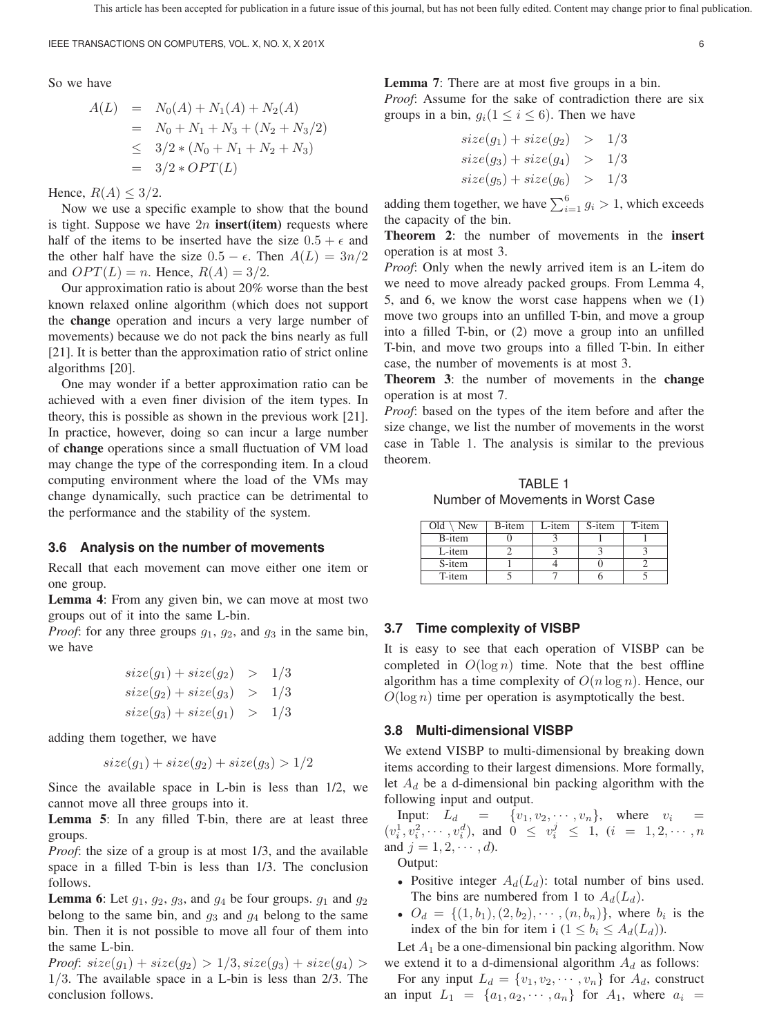So we have

$$
\begin{aligned}
A(L) &= N_0(A) + N_1(A) + N_2(A) \\
&= N_0 + N_1 + N_3 + (N_2 + N_3/2) \\
&\leq 3/2 * (N_0 + N_1 + N_2 + N_3) \\
&= 3/2 * OPT(L)
\end{aligned}
$$

Hence, $R(A) \leq 3/2$.

Now we use a specific example to show that the bound is tight. Suppose we have $2n$ **insert(item)** requests where half of the items to be inserted have the size $0.5 + \epsilon$ and the other half have the size $0.5 - \epsilon$. Then $A(L) = 3n/2$ and $OPT(L) = n$. Hence, $R(A) = 3/2$.

Our approximation ratio is about 20% worse than the best known relaxed online algorithm (which does not support the **change** operation and incurs a very large number of movements) because we do not pack the bins nearly as full [21]. It is better than the approximation ratio of strict online algorithms [20].

One may wonder if a better approximation ratio can be achieved with a even finer division of the item types. In theory, this is possible as shown in the previous work [21]. In practice, however, doing so can incur a large number of **change** operations since a small fluctuation of VM load may change the type of the corresponding item. In a cloud computing environment where the load of the VMs may change dynamically, such practice can be detrimental to the performance and the stability of the system.

### 3.6 Analysis on the number of movements

Recall that each movement can move either one item or one group.

**Lemma 4**: From any given bin, we can move at most two groups out of it into the same L-bin.

*Proof*: for any three groups $g_1$, $g_2$, and $g_3$ in the same bin, we have

$$
\begin{aligned}
size(g_1) + size(g_2) &> 1/3 \\
size(g_2) + size(g_3) &> 1/3 \\
size(g_3) + size(g_1) &> 1/3
\end{aligned}
$$

adding them together, we have

$$size(g_1) + size(g_2) + size(g_3) > 1/2$$

Since the available space in L-bin is less than 1/2, we cannot move all three groups into it.

**Lemma 5**: In any filled T-bin, there are at least three groups.

*Proof*: the size of a group is at most 1/3, and the available space in a filled T-bin is less than 1/3. The conclusion follows.

**Lemma 6**: Let $g_1$, $g_2$, $g_3$, and $g_4$ be four groups. $g_1$ and $g_2$ belong to the same bin, and $g_3$ and $g_4$ belong to the same bin. Then it is not possible to move all four of them into the same L-bin.

*Proof*: $size(g_1) + size(g_2) > 1/3, size(g_3) + size(g_4) > 1/3$. The available space in a L-bin is less than 2/3. The conclusion follows.

**Lemma 7**: There are at most five groups in a bin.

*Proof*: Assume for the sake of contradiction there are six groups in a bin, $g_i (1 \leq i \leq 6)$. Then we have

$$
\begin{aligned}
size(g_1) + size(g_2) &> 1/3 \\
size(g_3) + size(g_4) &> 1/3 \\
size(g_5) + size(g_6) &> 1/3
\end{aligned}
$$

adding them together, we have $\sum_{i=1}^{6} g_i > 1$, which exceeds the capacity of the bin.

**Theorem 2**: the number of movements in the **insert** operation is at most 3.

*Proof*: Only when the newly arrived item is an L-item do we need to move already packed groups. From Lemma 4, 5, and 6, we know the worst case happens when we (1) move two groups into an unfilled T-bin, and move a group into a filled T-bin, or (2) move a group into an unfilled T-bin, and move two groups into a filled T-bin. In either case, the number of movements is at most 3.

**Theorem 3**: the number of movements in the **change** operation is at most 7.

*Proof*: based on the types of the item before and after the size change, we list the number of movements in the worst case in Table 1. The analysis is similar to the previous theorem.

TABLE 1
Number of Movements in Worst Case

| Old \ New | B-item | L-item | S-item | T-item |
|---|---|---|---|---|
| B-item | 0 | 3 | 1 | 1 |
| L-item | 2 | 3 | 3 | 3 |
| S-item | 1 | 4 | 0 | 2 |
| T-item | 5 | 7 | 6 | 5 |

### 3.7 Time complexity of VISBP

It is easy to see that each operation of VISBP can be completed in $O(\log n)$ time. Note that the best offline algorithm has a time complexity of $O(n \log n)$. Hence, our $O(\log n)$ time per operation is asymptotically the best.

### 3.8 Multi-dimensional VISBP

We extend VISBP to multi-dimensional by breaking down items according to their largest dimensions. More formally, let $A_d$ be a d-dimensional bin packing algorithm with the following input and output.

Input: $L_d = \{v_1, v_2, \cdots, v_n\}$, where $v_i = (v_i^1, v_i^2, \cdots, v_i^d)$, and $0 \leq v_i^j \leq 1$, $(i = 1, 2, \cdots, n$ and $j = 1, 2, \cdots, d)$.

Output:

- Positive integer $A_d(L_d)$: total number of bins used. The bins are numbered from 1 to $A_d(L_d)$.
- $O_d = \{(1, b_1), (2, b_2), \cdots, (n, b_n)\}$, where $b_i$ is the index of the bin for item i $(1 \leq b_i \leq A_d(L_d))$.

Let $A_1$ be a one-dimensional bin packing algorithm. Now we extend it to a d-dimensional algorithm $A_d$ as follows:

For any input $L_d = \{v_1, v_2, \cdots, v_n\}$ for $A_d$, construct an input $L_1 = \{a_1, a_2, \cdots, a_n\}$ for $A_1$, where $a_i =$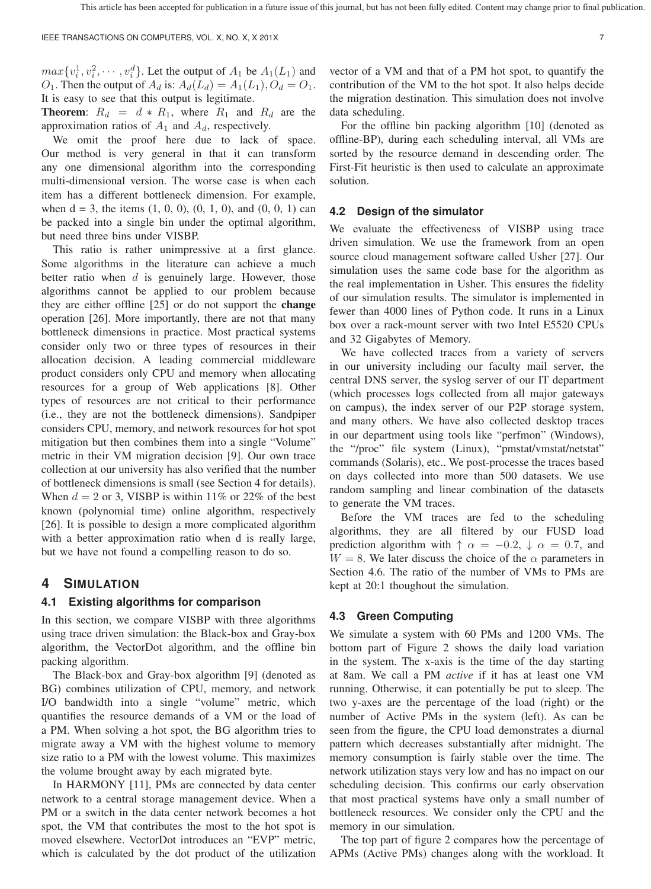$max\{v_i^1, v_i^2, \cdots, v_i^d\}$. Let the output of $A_1$ be $A_1(L_1)$ and $O_1$. Then the output of $A_d$ is: $A_d(L_d) = A_1(L_1), O_d = O_1$. It is easy to see that this output is legitimate.

**Theorem**: $R_d = d * R_1$, where $R_1$ and $R_d$ are the approximation ratios of $A_1$ and $A_d$, respectively.

We omit the proof here due to lack of space. Our method is very general in that it can transform any one dimensional algorithm into the corresponding multi-dimensional version. The worse case is when each item has a different bottleneck dimension. For example, when d = 3, the items (1, 0, 0), (0, 1, 0), and (0, 0, 1) can be packed into a single bin under the optimal algorithm, but need three bins under VISBP.

This ratio is rather unimpressive at a first glance. Some algorithms in the literature can achieve a much better ratio when $d$ is genuinely large. However, those algorithms cannot be applied to our problem because they are either offline [25] or do not support the **change** operation [26]. More importantly, there are not that many bottleneck dimensions in practice. Most practical systems consider only two or three types of resources in their allocation decision. A leading commercial middleware product considers only CPU and memory when allocating resources for a group of Web applications [8]. Other types of resources are not critical to their performance (i.e., they are not the bottleneck dimensions). Sandpiper considers CPU, memory, and network resources for hot spot mitigation but then combines them into a single "Volume" metric in their VM migration decision [9]. Our own trace collection at our university has also verified that the number of bottleneck dimensions is small (see Section 4 for details). When $d = 2$ or 3, VISBP is within 11% or 22% of the best known (polynomial time) online algorithm, respectively [26]. It is possible to design a more complicated algorithm with a better approximation ratio when d is really large, but we have not found a compelling reason to do so.

# 4 SIMULATION

## 4.1 Existing algorithms for comparison

In this section, we compare VISBP with three algorithms using trace driven simulation: the Black-box and Gray-box algorithm, the VectorDot algorithm, and the offline bin packing algorithm.

The Black-box and Gray-box algorithm [9] (denoted as BG) combines utilization of CPU, memory, and network I/O bandwidth into a single "volume" metric, which quantifies the resource demands of a VM or the load of a PM. When solving a hot spot, the BG algorithm tries to migrate away a VM with the highest volume to memory size ratio to a PM with the lowest volume. This maximizes the volume brought away by each migrated byte.

In HARMONY [11], PMs are connected by data center network to a central storage management device. When a PM or a switch in the data center network becomes a hot spot, the VM that contributes the most to the hot spot is moved elsewhere. VectorDot introduces an "EVP" metric, which is calculated by the dot product of the utilization vector of a VM and that of a PM hot spot, to quantify the contribution of the VM to the hot spot. It also helps decide the migration destination. This simulation does not involve data scheduling.

For the offline bin packing algorithm [10] (denoted as offline-BP), during each scheduling interval, all VMs are sorted by the resource demand in descending order. The First-Fit heuristic is then used to calculate an approximate solution.

## 4.2 Design of the simulator

We evaluate the effectiveness of VISBP using trace driven simulation. We use the framework from an open source cloud management software called Usher [27]. Our simulation uses the same code base for the algorithm as the real implementation in Usher. This ensures the fidelity of our simulation results. The simulator is implemented in fewer than 4000 lines of Python code. It runs in a Linux box over a rack-mount server with two Intel E5520 CPUs and 32 Gigabytes of Memory.

We have collected traces from a variety of servers in our university including our faculty mail server, the central DNS server, the syslog server of our IT department (which processes logs collected from all major gateways on campus), the index server of our P2P storage system, and many others. We have also collected desktop traces in our department using tools like "perfmon" (Windows), the "/proc" file system (Linux), "pmstat/vmstat/netstat" commands (Solaris), etc.. We post-processe the traces based on days collected into more than 500 datasets. We use random sampling and linear combination of the datasets to generate the VM traces.

Before the VM traces are fed to the scheduling algorithms, they are all filtered by our FUSD load prediction algorithm with $\uparrow \alpha = -0.2$, $\downarrow \alpha = 0.7$, and $W = 8$. We later discuss the choice of the $\alpha$ parameters in Section 4.6. The ratio of the number of VMs to PMs are kept at 20:1 thoughout the simulation.

## 4.3 Green Computing

We simulate a system with 60 PMs and 1200 VMs. The bottom part of Figure 2 shows the daily load variation in the system. The x-axis is the time of the day starting at 8am. We call a PM *active* if it has at least one VM running. Otherwise, it can potentially be put to sleep. The two y-axes are the percentage of the load (right) or the number of Active PMs in the system (left). As can be seen from the figure, the CPU load demonstrates a diurnal pattern which decreases substantially after midnight. The memory consumption is fairly stable over the time. The network utilization stays very low and has no impact on our scheduling decision. This confirms our early observation that most practical systems have only a small number of bottleneck resources. We consider only the CPU and the memory in our simulation.

The top part of figure 2 compares how the percentage of APMs (Active PMs) changes along with the workload. It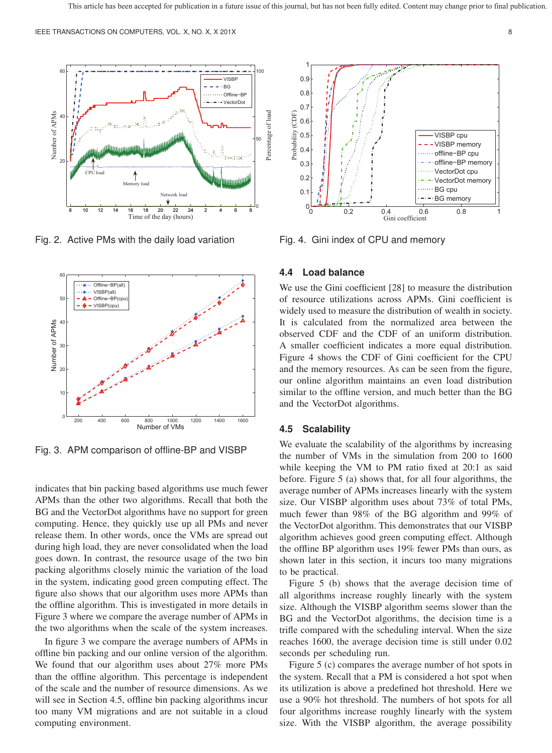Fig. 2. Active PMs with the daily load variation

Fig. 4. Gini index of CPU and memory

Fig. 3. APM comparison of offline-BP and VISBP

indicates that bin packing based algorithms use much fewer APMs than the other two algorithms. Recall that both the BG and the VectorDot algorithms have no support for green computing. Hence, they quickly use up all PMs and never release them. In other words, once the VMs are spread out during high load, they are never consolidated when the load goes down. In contrast, the resource usage of the two bin packing algorithms closely mimic the variation of the load in the system, indicating good green computing effect. The figure also shows that our algorithm uses more APMs than the offline algorithm. This is investigated in more details in Figure 3 where we compare the average number of APMs in the two algorithms when the scale of the system increases.

In figure 3 we compare the average numbers of APMs in offline bin packing and our online version of the algorithm. We found that our algorithm uses about 27% more PMs than the offline algorithm. This percentage is independent of the scale and the number of resource dimensions. As we will see in Section 4.5, offline bin packing algorithms incur too many VM migrations and are not suitable in a cloud computing environment.

### 4.4 Load balance

We use the Gini coefficient [28] to measure the distribution of resource utilizations across APMs. Gini coefficient is widely used to measure the distribution of wealth in society. It is calculated from the normalized area between the observed CDF and the CDF of an uniform distribution. A smaller coefficient indicates a more equal distribution. Figure 4 shows the CDF of Gini coefficient for the CPU and the memory resources. As can be seen from the figure, our online algorithm maintains an even load distribution similar to the offline version, and much better than the BG and the VectorDot algorithms.

### 4.5 Scalability

We evaluate the scalability of the algorithms by increasing the number of VMs in the simulation from 200 to 1600 while keeping the VM to PM ratio fixed at 20:1 as said before. Figure 5 (a) shows that, for all four algorithms, the average number of APMs increases linearly with the system size. Our VISBP algorithm uses about 73% of total PMs, much fewer than 98% of the BG algorithm and 99% of the VectorDot algorithm. This demonstrates that our VISBP algorithm achieves good green computing effect. Although the offline BP algorithm uses 19% fewer PMs than ours, as shown later in this section, it incurs too many migrations to be practical.

Figure 5 (b) shows that the average decision time of all algorithms increase roughly linearly with the system size. Although the VISBP algorithm seems slower than the BG and the VectorDot algorithms, the decision time is a trifle compared with the scheduling interval. When the size reaches 1600, the average decision time is still under 0.02 seconds per scheduling run.

Figure 5 (c) compares the average number of hot spots in the system. Recall that a PM is considered a hot spot when its utilization is above a predefined hot threshold. Here we use a 90% hot threshold. The numbers of hot spots for all four algorithms increase roughly linearly with the system size. With the VISBP algorithm, the average possibility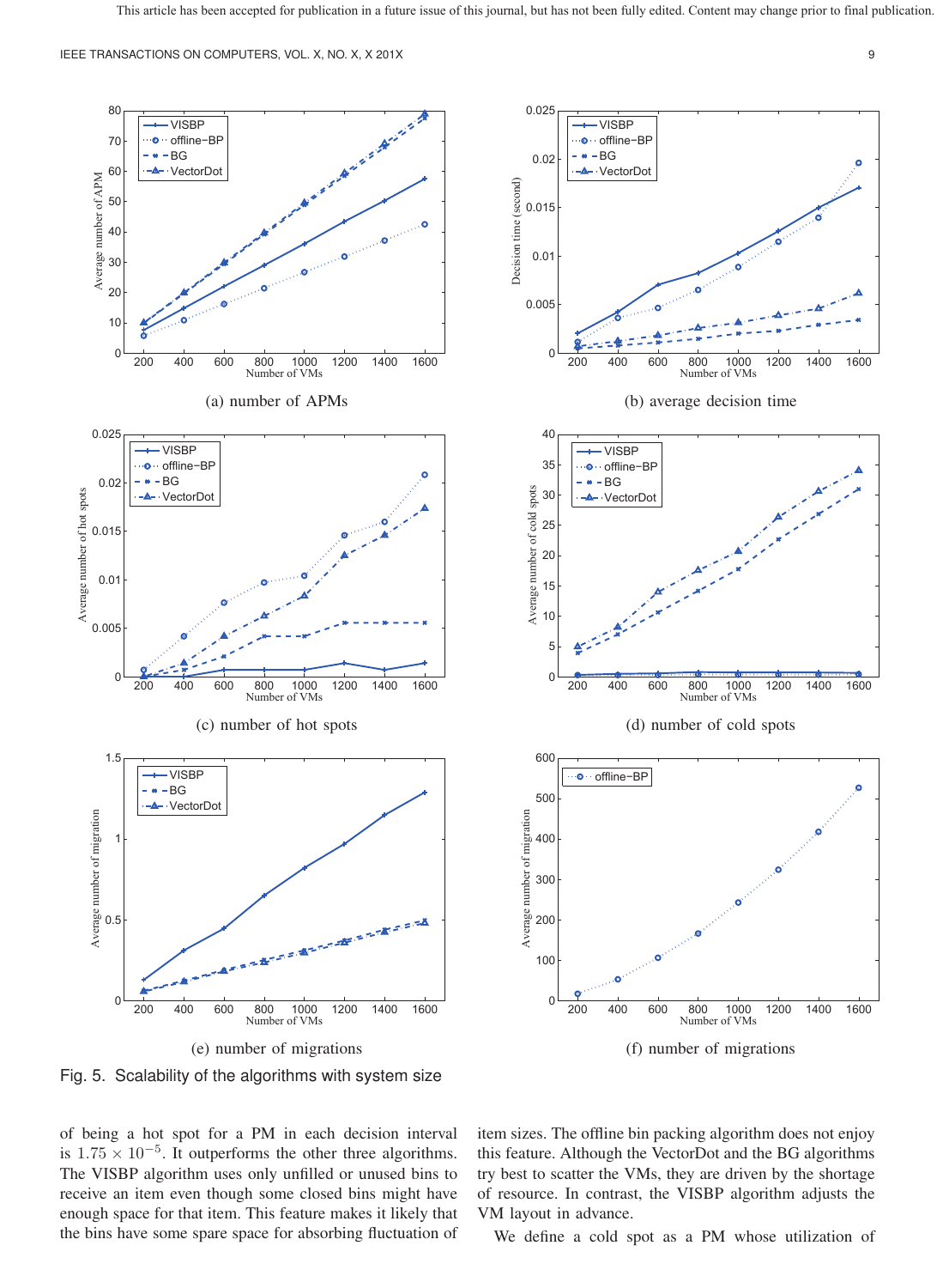(a) number of APMs

(b) average decision time

(c) number of hot spots

(d) number of cold spots

(e) number of migrations

(f) number of migrations

Fig. 5. Scalability of the algorithms with system size

of being a hot spot for a PM in each decision interval is $1.75 \times 10^{-5}$. It outperforms the other three algorithms. The VISBP algorithm uses only unfilled or unused bins to receive an item even though some closed bins might have enough space for that item. This feature makes it likely that the bins have some spare space for absorbing fluctuation of item sizes. The offline bin packing algorithm does not enjoy this feature. Although the VectorDot and the BG algorithms try best to scatter the VMs, they are driven by the shortage of resource. In contrast, the VISBP algorithm adjusts the VM layout in advance.

We define a cold spot as a PM whose utilization of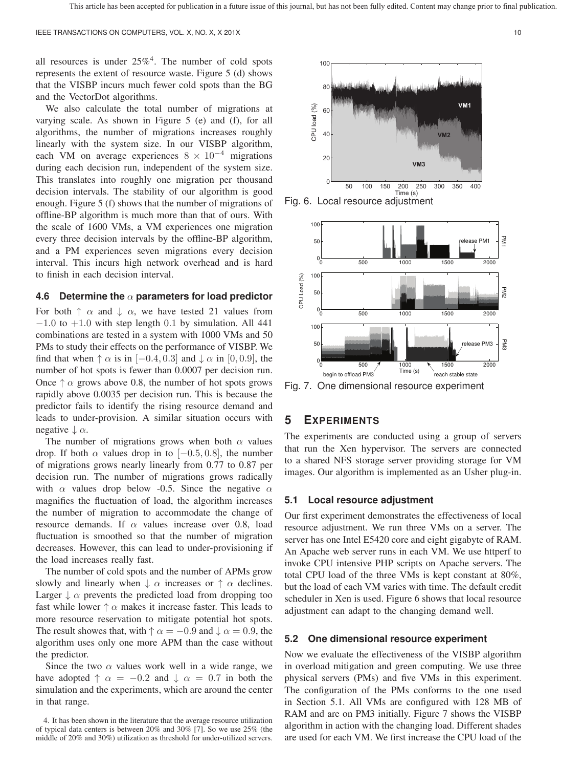all resources is under 25%[4]. The number of cold spots represents the extent of resource waste. Figure 5 (d) shows that the VISBP incurs much fewer cold spots than the BG and the VectorDot algorithms.

We also calculate the total number of migrations at varying scale. As shown in Figure 5 (e) and (f), for all algorithms, the number of migrations increases roughly linearly with the system size. In our VISBP algorithm, each VM on average experiences $8 \times 10^{-4}$ migrations during each decision run, independent of the system size. This translates into roughly one migration per thousand decision intervals. The stability of our algorithm is good enough. Figure 5 (f) shows that the number of migrations of offline-BP algorithm is much more than that of ours. With the scale of 1600 VMs, a VM experiences one migration every three decision intervals by the offline-BP algorithm, and a PM experiences seven migrations every decision interval. This incurs high network overhead and is hard to finish in each decision interval.

### 4.6 Determine the $\alpha$ parameters for load predictor

For both $\uparrow \alpha$ and $\downarrow \alpha$, we have tested 21 values from $-1.0$ to $+1.0$ with step length $0.1$ by simulation. All 441 combinations are tested in a system with 1000 VMs and 50 PMs to study their effects on the performance of VISBP. We find that when $\uparrow \alpha$ is in $[-0.4, 0.3]$ and $\downarrow \alpha$ in $[0, 0.9]$, the number of hot spots is fewer than 0.0007 per decision run. Once $\uparrow \alpha$ grows above 0.8, the number of hot spots grows rapidly above 0.0035 per decision run. This is because the predictor fails to identify the rising resource demand and leads to under-provision. A similar situation occurs with negative $\downarrow \alpha$.

The number of migrations grows when both $\alpha$ values drop. If both $\alpha$ values drop in to $[-0.5, 0.8]$, the number of migrations grows nearly linearly from 0.77 to 0.87 per decision run. The number of migrations grows radically with $\alpha$ values drop below -0.5. Since the negative $\alpha$ magnifies the fluctuation of load, the algorithm increases the number of migration to accommodate the change of resource demands. If $\alpha$ values increase over 0.8, load fluctuation is smoothed so that the number of migration decreases. However, this can lead to under-provisioning if the load increases really fast.

The number of cold spots and the number of APMs grow slowly and linearly when $\downarrow \alpha$ increases or $\uparrow \alpha$ declines. Larger $\downarrow \alpha$ prevents the predicted load from dropping too fast while lower $\uparrow \alpha$ makes it increase faster. This leads to more resource reservation to mitigate potential hot spots. The result showes that, with $\uparrow \alpha = -0.9$ and $\downarrow \alpha = 0.9$, the algorithm uses only one more APM than the case without the predictor.

Since the two $\alpha$ values work well in a wide range, we have adopted $\uparrow \alpha = -0.2$ and $\downarrow \alpha = 0.7$ in both the simulation and the experiments, which are around the center in that range.

[4] It has been shown in the literature that the average resource utilization of typical data centers is between 20% and 30% [7]. So we use 25% (the middle of 20% and 30%) utilization as threshold for under-utilized servers.

Fig. 6. Local resource adjustment

Fig. 7. One dimensional resource experiment

## 5 Experiments

The experiments are conducted using a group of servers that run the Xen hypervisor. The servers are connected to a shared NFS storage server providing storage for VM images. Our algorithm is implemented as an Usher plug-in.

### 5.1 Local resource adjustment

Our first experiment demonstrates the effectiveness of local resource adjustment. We run three VMs on a server. The server has one Intel E5420 core and eight gigabyte of RAM. An Apache web server runs in each VM. We use httperf to invoke CPU intensive PHP scripts on Apache servers. The total CPU load of the three VMs is kept constant at 80%, but the load of each VM varies with time. The default credit scheduler in Xen is used. Figure 6 shows that local resource adjustment can adapt to the changing demand well.

### 5.2 One dimensional resource experiment

Now we evaluate the effectiveness of the VISBP algorithm in overload mitigation and green computing. We use three physical servers (PMs) and five VMs in this experiment. The configuration of the PMs conforms to the one used in Section 5.1. All VMs are configured with 128 MB of RAM and are on PM3 initially. Figure 7 shows the VISBP algorithm in action with the changing load. Different shades are used for each VM. We first increase the CPU load of the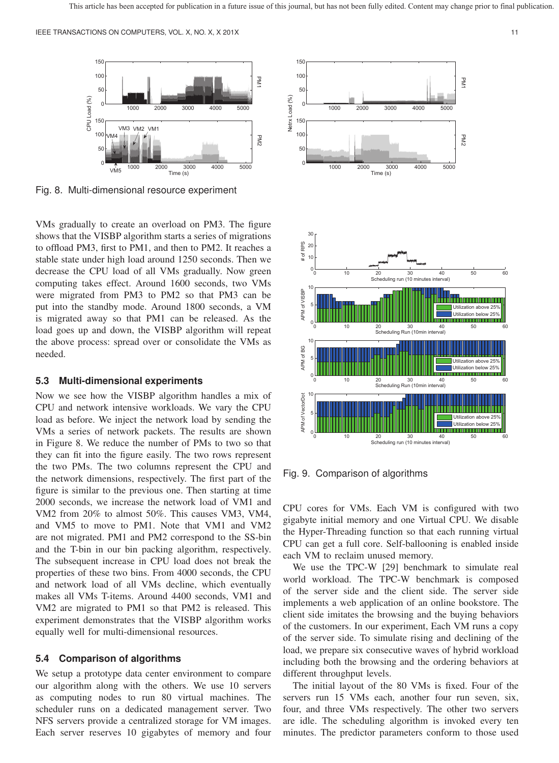Fig. 8. Multi-dimensional resource experiment

VMs gradually to create an overload on PM3. The figure shows that the VISBP algorithm starts a series of migrations to offload PM3, first to PM1, and then to PM2. It reaches a stable state under high load around 1250 seconds. Then we decrease the CPU load of all VMs gradually. Now green computing takes effect. Around 1600 seconds, two VMs were migrated from PM3 to PM2 so that PM3 can be put into the standby mode. Around 1800 seconds, a VM is migrated away so that PM1 can be released. As the load goes up and down, the VISBP algorithm will repeat the above process: spread over or consolidate the VMs as needed.

### 5.3 Multi-dimensional experiments

Now we see how the VISBP algorithm handles a mix of CPU and network intensive workloads. We vary the CPU load as before. We inject the network load by sending the VMs a series of network packets. The results are shown in Figure 8. We reduce the number of PMs to two so that they can fit into the figure easily. The two rows represent the two PMs. The two columns represent the CPU and the network dimensions, respectively. The first part of the figure is similar to the previous one. Then starting at time 2000 seconds, we increase the network load of VM1 and VM2 from 20% to almost 50%. This causes VM3, VM4, and VM5 to move to PM1. Note that VM1 and VM2 are not migrated. PM1 and PM2 correspond to the SS-bin and the T-bin in our bin packing algorithm, respectively. The subsequent increase in CPU load does not break the properties of these two bins. From 4000 seconds, the CPU and network load of all VMs decline, which eventually makes all VMs T-items. Around 4400 seconds, VM1 and VM2 are migrated to PM1 so that PM2 is released. This experiment demonstrates that the VISBP algorithm works equally well for multi-dimensional resources.

### 5.4 Comparison of algorithms

We setup a prototype data center environment to compare our algorithm along with the others. We use 10 servers as computing nodes to run 80 virtual machines. The scheduler runs on a dedicated management server. Two NFS servers provide a centralized storage for VM images. Each server reserves 10 gigabytes of memory and four CPU cores for VMs. Each VM is configured with two gigabyte initial memory and one Virtual CPU. We disable the Hyper-Threading function so that each running virtual CPU can get a full core. Self-ballooning is enabled inside each VM to reclaim unused memory.

Fig. 9. Comparison of algorithms

We use the TPC-W [29] benchmark to simulate real world workload. The TPC-W benchmark is composed of the server side and the client side. The server side implements a web application of an online bookstore. The client side imitates the browsing and the buying behaviors of the customers. In our experiment, Each VM runs a copy of the server side. To simulate rising and declining of the load, we prepare six consecutive waves of hybrid workload including both the browsing and the ordering behaviors at different throughput levels.

The initial layout of the 80 VMs is fixed. Four of the servers run 15 VMs each, another four run seven, six, four, and three VMs respectively. The other two servers are idle. The scheduling algorithm is invoked every ten minutes. The predictor parameters conform to those used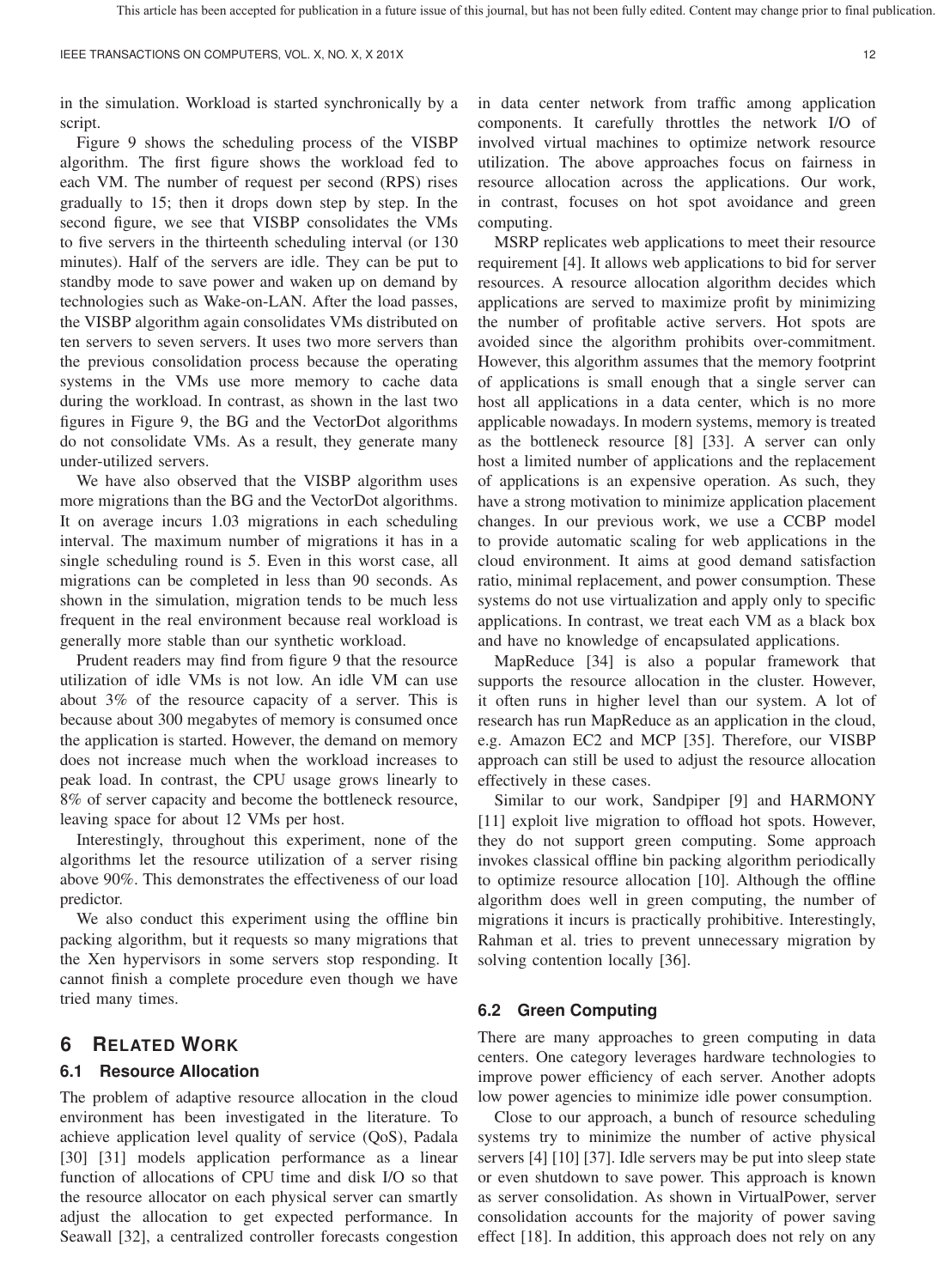in the simulation. Workload is started synchronically by a script.

Figure 9 shows the scheduling process of the VISBP algorithm. The first figure shows the workload fed to each VM. The number of request per second (RPS) rises gradually to 15; then it drops down step by step. In the second figure, we see that VISBP consolidates the VMs to five servers in the thirteenth scheduling interval (or 130 minutes). Half of the servers are idle. They can be put to standby mode to save power and waken up on demand by technologies such as Wake-on-LAN. After the load passes, the VISBP algorithm again consolidates VMs distributed on ten servers to seven servers. It uses two more servers than the previous consolidation process because the operating systems in the VMs use more memory to cache data during the workload. In contrast, as shown in the last two figures in Figure 9, the BG and the VectorDot algorithms do not consolidate VMs. As a result, they generate many under-utilized servers.

We have also observed that the VISBP algorithm uses more migrations than the BG and the VectorDot algorithms. It on average incurs 1.03 migrations in each scheduling interval. The maximum number of migrations it has in a single scheduling round is 5. Even in this worst case, all migrations can be completed in less than 90 seconds. As shown in the simulation, migration tends to be much less frequent in the real environment because real workload is generally more stable than our synthetic workload.

Prudent readers may find from figure 9 that the resource utilization of idle VMs is not low. An idle VM can use about 3% of the resource capacity of a server. This is because about 300 megabytes of memory is consumed once the application is started. However, the demand on memory does not increase much when the workload increases to peak load. In contrast, the CPU usage grows linearly to 8% of server capacity and become the bottleneck resource, leaving space for about 12 VMs per host.

Interestingly, throughout this experiment, none of the algorithms let the resource utilization of a server rising above 90%. This demonstrates the effectiveness of our load predictor.

We also conduct this experiment using the offline bin packing algorithm, but it requests so many migrations that the Xen hypervisors in some servers stop responding. It cannot finish a complete procedure even though we have tried many times.

# 6 Related Work

## 6.1 Resource Allocation

The problem of adaptive resource allocation in the cloud environment has been investigated in the literature. To achieve application level quality of service (QoS), Padala [30] [31] models application performance as a linear function of allocations of CPU time and disk I/O so that the resource allocator on each physical server can smartly adjust the allocation to get expected performance. In Seawall [32], a centralized controller forecasts congestion in data center network from traffic among application components. It carefully throttles the network I/O of involved virtual machines to optimize network resource utilization. The above approaches focus on fairness in resource allocation across the applications. Our work, in contrast, focuses on hot spot avoidance and green computing.

MSRP replicates web applications to meet their resource requirement [4]. It allows web applications to bid for server resources. A resource allocation algorithm decides which applications are served to maximize profit by minimizing the number of profitable active servers. Hot spots are avoided since the algorithm prohibits over-commitment. However, this algorithm assumes that the memory footprint of applications is small enough that a single server can host all applications in a data center, which is no more applicable nowadays. In modern systems, memory is treated as the bottleneck resource [8] [33]. A server can only host a limited number of applications and the replacement of applications is an expensive operation. As such, they have a strong motivation to minimize application placement changes. In our previous work, we use a CCBP model to provide automatic scaling for web applications in the cloud environment. It aims at good demand satisfaction ratio, minimal replacement, and power consumption. These systems do not use virtualization and apply only to specific applications. In contrast, we treat each VM as a black box and have no knowledge of encapsulated applications.

MapReduce [34] is also a popular framework that supports the resource allocation in the cluster. However, it often runs in higher level than our system. A lot of research has run MapReduce as an application in the cloud, e.g. Amazon EC2 and MCP [35]. Therefore, our VISBP approach can still be used to adjust the resource allocation effectively in these cases.

Similar to our work, Sandpiper [9] and HARMONY [11] exploit live migration to offload hot spots. However, they do not support green computing. Some approach invokes classical offline bin packing algorithm periodically to optimize resource allocation [10]. Although the offline algorithm does well in green computing, the number of migrations it incurs is practically prohibitive. Interestingly, Rahman et al. tries to prevent unnecessary migration by solving contention locally [36].

## 6.2 Green Computing

There are many approaches to green computing in data centers. One category leverages hardware technologies to improve power efficiency of each server. Another adopts low power agencies to minimize idle power consumption.

Close to our approach, a bunch of resource scheduling systems try to minimize the number of active physical servers [4] [10] [37]. Idle servers may be put into sleep state or even shutdown to save power. This approach is known as server consolidation. As shown in VirtualPower, server consolidation accounts for the majority of power saving effect [18]. In addition, this approach does not rely on any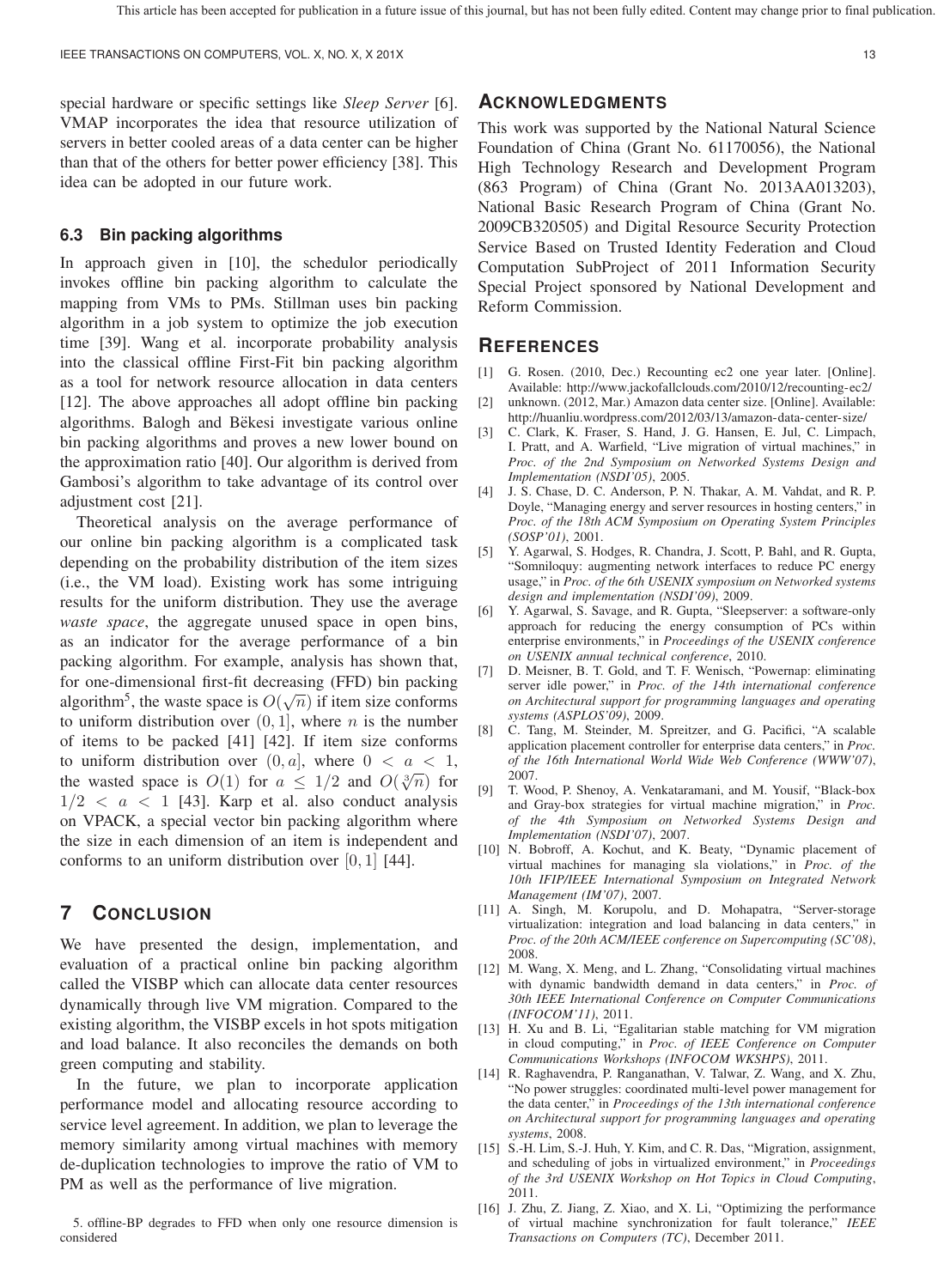special hardware or specific settings like *Sleep Server* [6]. VMAP incorporates the idea that resource utilization of servers in better cooled areas of a data center can be higher than that of the others for better power efficiency [38]. This idea can be adopted in our future work.

### 6.3 Bin packing algorithms

In approach given in [10], the schedulor periodically invokes offline bin packing algorithm to calculate the mapping from VMs to PMs. Stillman uses bin packing algorithm in a job system to optimize the job execution time [39]. Wang et al. incorporate probability analysis into the classical offline First-Fit bin packing algorithm as a tool for network resource allocation in data centers [12]. The above approaches all adopt offline bin packing algorithms. Balogh and Bĕkesi investigate various online bin packing algorithms and proves a new lower bound on the approximation ratio [40]. Our algorithm is derived from Gambosi's algorithm to take advantage of its control over adjustment cost [21].

Theoretical analysis on the average performance of our online bin packing algorithm is a complicated task depending on the probability distribution of the item sizes (i.e., the VM load). Existing work has some intriguing results for the uniform distribution. They use the average *waste space*, the aggregate unused space in open bins, as an indicator for the average performance of a bin packing algorithm. For example, analysis has shown that, for one-dimensional first-fit decreasing (FFD) bin packing algorithm[5], the waste space is $O(\sqrt{n})$ if item size conforms to uniform distribution over $(0, 1]$, where $n$ is the number of items to be packed [41] [42]. If item size conforms to uniform distribution over $(0, a]$, where $0 < a < 1$, the wasted space is $O(1)$ for $a \leq 1/2$ and $O(\sqrt[3]{n})$ for $1/2 < a < 1$ [43]. Karp et al. also conduct analysis on VPACK, a special vector bin packing algorithm where the size in each dimension of an item is independent and conforms to an uniform distribution over $[0, 1]$ [44].

## 7 Conclusion

We have presented the design, implementation, and evaluation of a practical online bin packing algorithm called the VISBP which can allocate data center resources dynamically through live VM migration. Compared to the existing algorithm, the VISBP excels in hot spots mitigation and load balance. It also reconciles the demands on both green computing and stability.

In the future, we plan to incorporate application performance model and allocating resource according to service level agreement. In addition, we plan to leverage the memory similarity among virtual machines with memory de-duplication technologies to improve the ratio of VM to PM as well as the performance of live migration.

5. offline-BP degrades to FFD when only one resource dimension is considered

## Acknowledgments

This work was supported by the National Natural Science Foundation of China (Grant No. 61170056), the National High Technology Research and Development Program (863 Program) of China (Grant No. 2013AA013203), National Basic Research Program of China (Grant No. 2009CB320505) and Digital Resource Security Protection Service Based on Trusted Identity Federation and Cloud Computation SubProject of 2011 Information Security Special Project sponsored by National Development and Reform Commission.

## References

[1] G. Rosen. (2010, Dec.) Recounting ec2 one year later. [Online]. Available: http://www.jackofallclouds.com/2010/12/recounting-ec2/

[2] unknown. (2012, Mar.) Amazon data center size. [Online]. Available: http://huanliu.wordpress.com/2012/03/13/amazon-data-center-size/

[3] C. Clark, K. Fraser, S. Hand, J. G. Hansen, E. Jul, C. Limpach, I. Pratt, and A. Warfield, "Live migration of virtual machines," in *Proc. of the 2nd Symposium on Networked Systems Design and Implementation (NSDI'05)*, 2005.

[4] J. S. Chase, D. C. Anderson, P. N. Thakar, A. M. Vahdat, and R. P. Doyle, "Managing energy and server resources in hosting centers," in *Proc. of the 18th ACM Symposium on Operating System Principles (SOSP'01)*, 2001.

[5] Y. Agarwal, S. Hodges, R. Chandra, J. Scott, P. Bahl, and R. Gupta, "Somniloquy: augmenting network interfaces to reduce PC energy usage," in *Proc. of the 6th USENIX symposium on Networked systems design and implementation (NSDI'09)*, 2009.

[6] Y. Agarwal, S. Savage, and R. Gupta, "Sleepserver: a software-only approach for reducing the energy consumption of PCs within enterprise environments," in *Proceedings of the USENIX conference on USENIX annual technical conference*, 2010.

[7] D. Meisner, B. T. Gold, and T. F. Wenisch, "Powernap: eliminating server idle power," in *Proc. of the 14th international conference on Architectural support for programming languages and operating systems (ASPLOS'09)*, 2009.

[8] C. Tang, M. Steinder, M. Spreitzer, and G. Pacifici, "A scalable application placement controller for enterprise data centers," in *Proc. of the 16th International World Wide Web Conference (WWW'07)*, 2007.

[9] T. Wood, P. Shenoy, A. Venkataramani, and M. Yousif, "Black-box and Gray-box strategies for virtual machine migration," in *Proc. of the 4th Symposium on Networked Systems Design and Implementation (NSDI'07)*, 2007.

[10] N. Bobroff, A. Kochut, and K. Beaty, "Dynamic placement of virtual machines for managing sla violations," in *Proc. of the 10th IFIP/IEEE International Symposium on Integrated Network Management (IM'07)*, 2007.

[11] A. Singh, M. Korupolu, and D. Mohapatra, "Server-storage virtualization: integration and load balancing in data centers," in *Proc. of the 20th ACM/IEEE conference on Supercomputing (SC'08)*, 2008.

[12] M. Wang, X. Meng, and L. Zhang, "Consolidating virtual machines with dynamic bandwidth demand in data centers," in *Proc. of 30th IEEE International Conference on Computer Communications (INFOCOM'11)*, 2011.

[13] H. Xu and B. Li, "Egalitarian stable matching for VM migration in cloud computing," in *Proc. of IEEE Conference on Computer Communications Workshops (INFOCOM WKSHPS)*, 2011.

[14] R. Raghavendra, P. Ranganathan, V. Talwar, Z. Wang, and X. Zhu, "No power struggles: coordinated multi-level power management for the data center," in *Proceedings of the 13th international conference on Architectural support for programming languages and operating systems*, 2008.

[15] S.-H. Lim, S.-J. Huh, Y. Kim, and C. R. Das, "Migration, assignment, and scheduling of jobs in virtualized environment," in *Proceedings of the 3rd USENIX Workshop on Hot Topics in Cloud Computing*, 2011.

[16] J. Zhu, Z. Jiang, Z. Xiao, and X. Li, "Optimizing the performance of virtual machine synchronization for fault tolerance," *IEEE Transactions on Computers (TC)*, December 2011.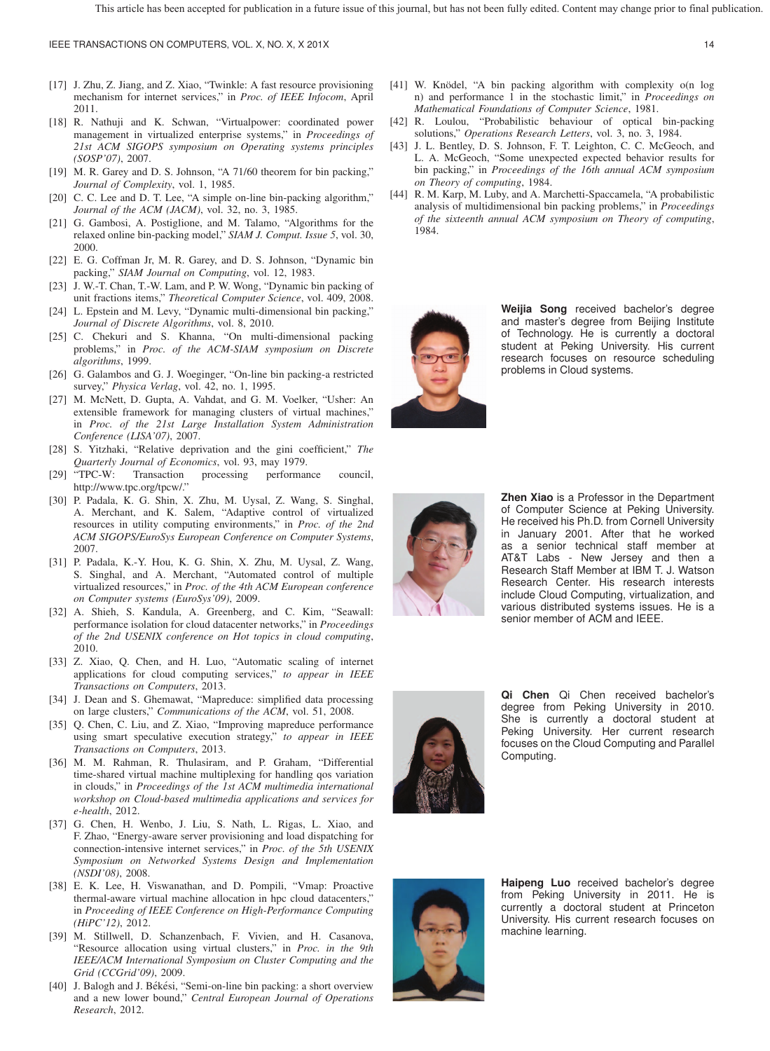[17] J. Zhu, Z. Jiang, and Z. Xiao, "Twinkle: A fast resource provisioning mechanism for internet services," in *Proc. of IEEE Infocom*, April 2011.

[18] R. Nathuji and K. Schwan, "Virtualpower: coordinated power management in virtualized enterprise systems," in *Proceedings of 21st ACM SIGOPS symposium on Operating systems principles (SOSP'07)*, 2007.

[19] M. R. Garey and D. S. Johnson, "A 71/60 theorem for bin packing," *Journal of Complexity*, vol. 1, 1985.

[20] C. C. Lee and D. T. Lee, "A simple on-line bin-packing algorithm," *Journal of the ACM (JACM)*, vol. 32, no. 3, 1985.

[21] G. Gambosi, A. Postiglione, and M. Talamo, "Algorithms for the relaxed online bin-packing model," *SIAM J. Comput. Issue 5*, vol. 30, 2000.

[22] E. G. Coffman Jr, M. R. Garey, and D. S. Johnson, "Dynamic bin packing," *SIAM Journal on Computing*, vol. 12, 1983.

[23] J. W.-T. Chan, T.-W. Lam, and P. W. Wong, "Dynamic bin packing of unit fractions items," *Theoretical Computer Science*, vol. 409, 2008.

[24] L. Epstein and M. Levy, "Dynamic multi-dimensional bin packing," *Journal of Discrete Algorithms*, vol. 8, 2010.

[25] C. Chekuri and S. Khanna, "On multi-dimensional packing problems," in *Proc. of the ACM-SIAM symposium on Discrete algorithms*, 1999.

[26] G. Galambos and G. J. Woeginger, "On-line bin packing-a restricted survey," *Physica Verlag*, vol. 42, no. 1, 1995.

[27] M. McNett, D. Gupta, A. Vahdat, and G. M. Voelker, "Usher: An extensible framework for managing clusters of virtual machines," in *Proc. of the 21st Large Installation System Administration Conference (LISA'07)*, 2007.

[28] S. Yitzhaki, "Relative deprivation and the gini coefficient," *The Quarterly Journal of Economics*, vol. 93, may 1979.

[29] "TPC-W: Transaction processing performance council, http://www.tpc.org/tpcw/."

[30] P. Padala, K. G. Shin, X. Zhu, M. Uysal, Z. Wang, S. Singhal, A. Merchant, and K. Salem, "Adaptive control of virtualized resources in utility computing environments," in *Proc. of the 2nd ACM SIGOPS/EuroSys European Conference on Computer Systems*, 2007.

[31] P. Padala, K.-Y. Hou, K. G. Shin, X. Zhu, M. Uysal, Z. Wang, S. Singhal, and A. Merchant, "Automated control of multiple virtualized resources," in *Proc. of the 4th ACM European conference on Computer systems (EuroSys'09)*, 2009.

[32] A. Shieh, S. Kandula, A. Greenberg, and C. Kim, "Seawall: performance isolation for cloud datacenter networks," in *Proceedings of the 2nd USENIX conference on Hot topics in cloud computing*, 2010.

[33] Z. Xiao, Q. Chen, and H. Luo, "Automatic scaling of internet applications for cloud computing services," *to appear in IEEE Transactions on Computers*, 2013.

[34] J. Dean and S. Ghemawat, "Mapreduce: simplified data processing on large clusters," *Communications of the ACM*, vol. 51, 2008.

[35] Q. Chen, C. Liu, and Z. Xiao, "Improving mapreduce performance using smart speculative execution strategy," *to appear in IEEE Transactions on Computers*, 2013.

[36] M. M. Rahman, R. Thulasiram, and P. Graham, "Differential time-shared virtual machine multiplexing for handling qos variation in clouds," in *Proceedings of the 1st ACM multimedia international workshop on Cloud-based multimedia applications and services for e-health*, 2012.

[37] G. Chen, H. Wenbo, J. Liu, S. Nath, L. Rigas, L. Xiao, and F. Zhao, "Energy-aware server provisioning and load dispatching for connection-intensive internet services," in *Proc. of the 5th USENIX Symposium on Networked Systems Design and Implementation (NSDI'08)*, 2008.

[38] E. K. Lee, H. Viswanathan, and D. Pompili, "Vmap: Proactive thermal-aware virtual machine allocation in hpc cloud datacenters," in *Proceeding of IEEE Conference on High-Performance Computing (HiPC'12)*, 2012.

[39] M. Stillwell, D. Schanzenbach, F. Vivien, and H. Casanova, "Resource allocation using virtual clusters," in *Proc. in the 9th IEEE/ACM International Symposium on Cluster Computing and the Grid (CCGrid'09)*, 2009.

[40] J. Balogh and J. Békési, "Semi-on-line bin packing: a short overview and a new lower bound," *Central European Journal of Operations Research*, 2012.

[41] W. Knödel, "A bin packing algorithm with complexity o(n log n) and performance 1 in the stochastic limit," in *Proceedings on Mathematical Foundations of Computer Science*, 1981.

[42] R. Loulou, "Probabilistic behaviour of optical bin-packing solutions," *Operations Research Letters*, vol. 3, no. 3, 1984.

[43] J. L. Bentley, D. S. Johnson, F. T. Leighton, C. C. McGeoch, and L. A. McGeoch, "Some unexpected expected behavior results for bin packing," in *Proceedings of the 16th annual ACM symposium on Theory of computing*, 1984.

[44] R. M. Karp, M. Luby, and A. Marchetti-Spaccamela, "A probabilistic analysis of multidimensional bin packing problems," in *Proceedings of the sixteenth annual ACM symposium on Theory of computing*, 1984.

**Weijia Song** received bachelor's degree and master's degree from Beijing Institute of Technology. He is currently a doctoral student at Peking University. His current research focuses on resource scheduling problems in Cloud systems.

**Zhen Xiao** is a Professor in the Department of Computer Science at Peking University. He received his Ph.D. from Cornell University in January 2001. After that he worked as a senior technical staff member at AT&T Labs - New Jersey and then a Research Staff Member at IBM T. J. Watson Research Center. His research interests include Cloud Computing, virtualization, and various distributed systems issues. He is a senior member of ACM and IEEE.

**Qi Chen** Qi Chen received bachelor's degree from Peking University in 2010. She is currently a doctoral student at Peking University. Her current research focuses on the Cloud Computing and Parallel Computing.

**Haipeng Luo** received bachelor's degree from Peking University in 2011. He is currently a doctoral student at Princeton University. His current research focuses on machine learning.